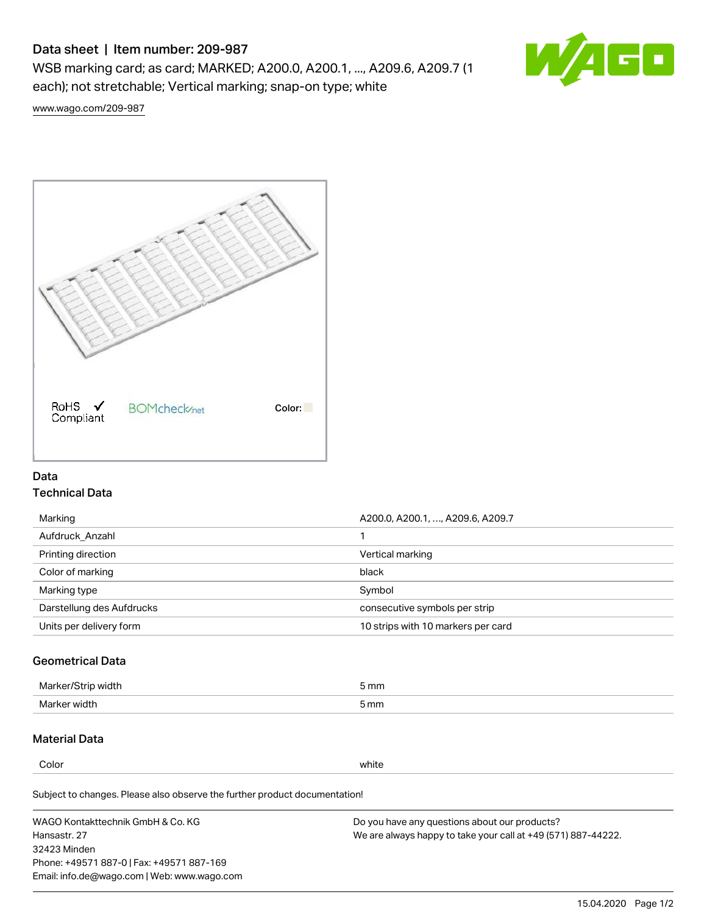# Data sheet | Item number: 209-987

WSB marking card; as card; MARKED; A200.0, A200.1, ..., A209.6, A209.7 (1 each); not stretchable; Vertical marking; snap-on type; white

www.wago.com/209-987

RoHS Compliant BOMcheck.net Color:

## Data

### Technical Data

| | |
|---|---|
| Marking | A200.0, A200.1, …, A209.6, A209.7 |
| Aufdruck_Anzahl | 1 |
| Printing direction | Vertical marking |
| Color of marking | black |
| Marking type | Symbol |
| Darstellung des Aufdrucks | consecutive symbols per strip |
| Units per delivery form | 10 strips with 10 markers per card |

### Geometrical Data

| | |
|---|---|
| Marker/Strip width | 5 mm |
| Marker width | 5 mm |

### Material Data

| | |
|---|---|
| Color | white |

Subject to changes. Please also observe the further product documentation!

WAGO Kontakttechnik GmbH & Co. KG
Hansastr. 27
32423 Minden
Phone: +49571 887-0 | Fax: +49571 887-169
Email: info.de@wago.com | Web: www.wago.com

Do you have any questions about our products?
We are always happy to take your call at +49 (571) 887-44222.

15.04.2020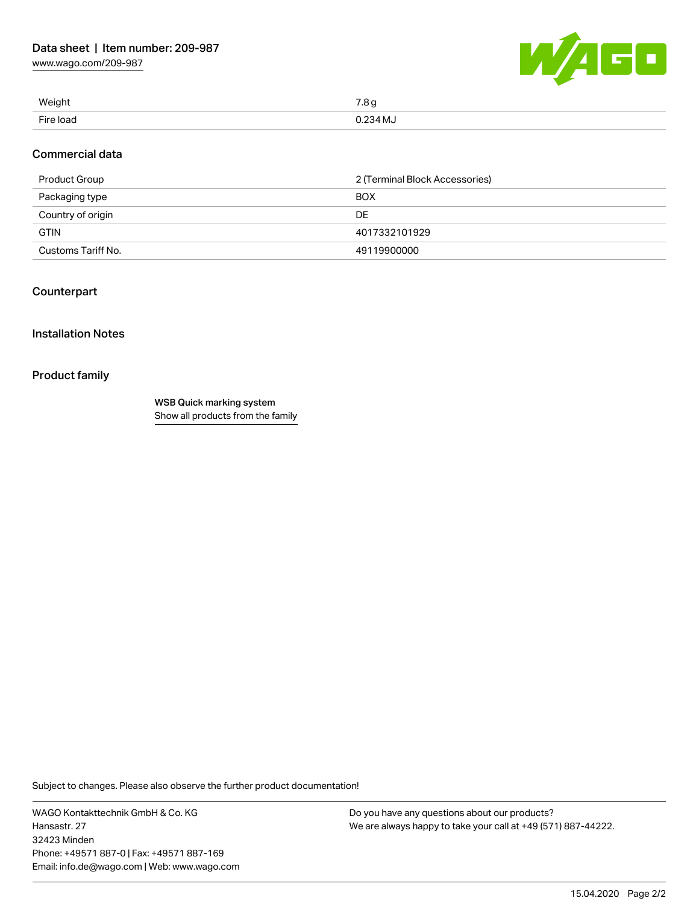| | |
|---|---|
| Weight | 7.8 g |
| Fire load | 0.234 MJ |

## Commercial data

| | |
|---|---|
| Product Group | 2 (Terminal Block Accessories) |
| Packaging type | BOX |
| Country of origin | DE |
| GTIN | 4017332101929 |
| Customs Tariff No. | 49119900000 |

## Counterpart

## Installation Notes

## Product family

**WSB Quick marking system**
Show all products from the family

Subject to changes. Please also observe the further product documentation!

WAGO Kontakttechnik GmbH & Co. KG
Hansastr. 27
32423 Minden
Phone: +49571 887-0 | Fax: +49571 887-169
Email: info.de@wago.com | Web: www.wago.com

Do you have any questions about our products?
We are always happy to take your call at +49 (571) 887-44222.

15.04.2020